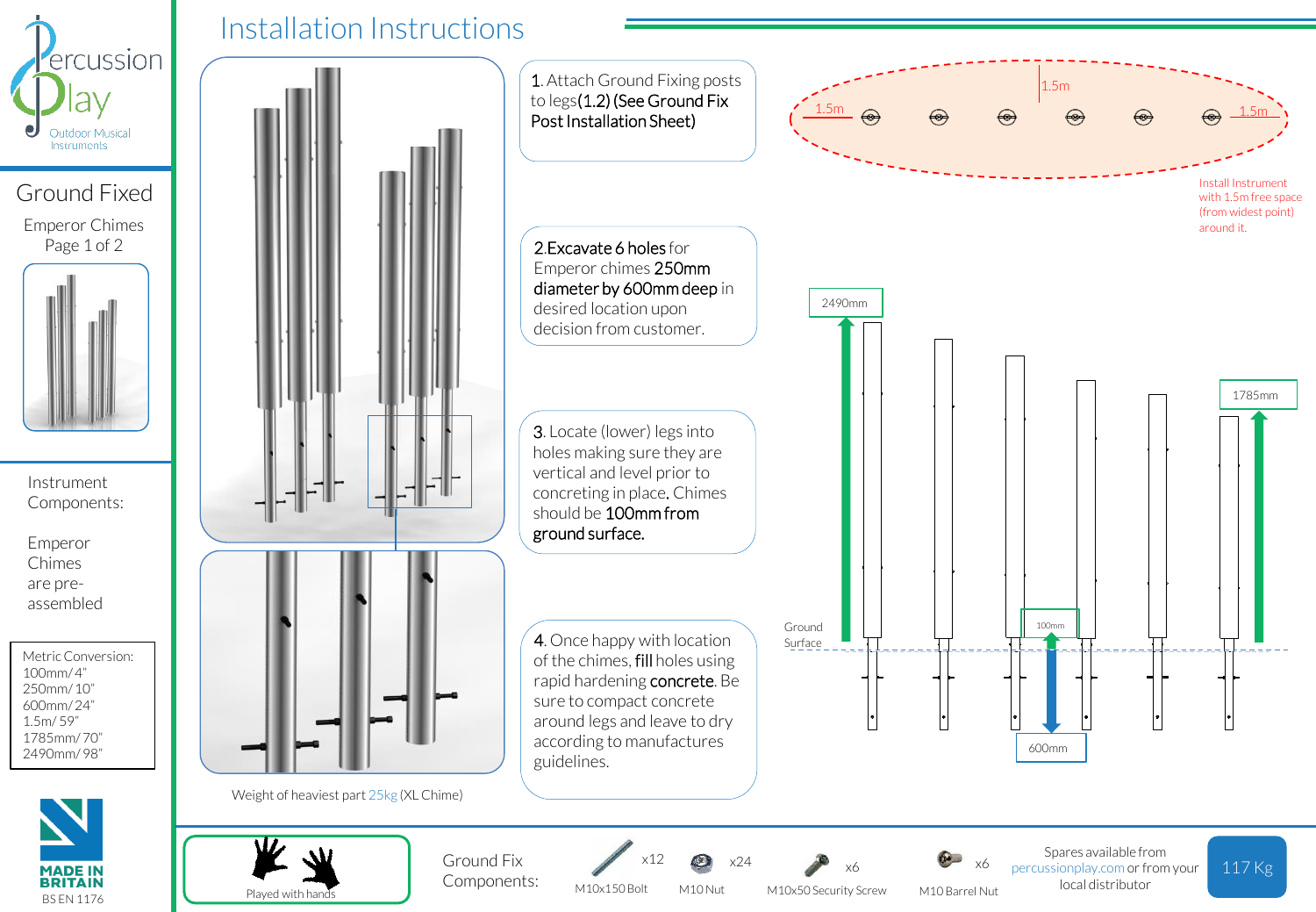Percussion Play
Outdoor Musical Instruments

# Installation Instructions

## Ground Fixed

Emperor Chimes
Page 1 of 2

Instrument Components:

Emperor Chimes are pre-assembled

Metric Conversion:
100mm/ 4"
250mm/ 10"
600mm/ 24"
1.5m/ 59"
1785mm/ 70"
2490mm/ 98"

MADE IN BRITAIN
BS EN 1176

1. Attach Ground Fixing posts to legs **(1.2) (See Ground Fix Post Installation Sheet)**

2. **Excavate 6 holes** for Emperor chimes **250mm diameter by 600mm deep** in desired location upon decision from customer.

3. Locate (lower) legs into holes making sure they are vertical and level prior to concreting in place. Chimes should be **100mm from ground surface.**

4. Once happy with location of the chimes, **fill** holes using rapid hardening **concrete**. Be sure to compact concrete around legs and leave to dry according to manufactures guidelines.

Weight of heaviest part 25kg (XL Chime)

1.5m
1.5m
1.5m

Install Instrument with 1.5m free space (from widest point) around it.

2490mm
1785mm
Ground Surface
100mm
600mm

Played with hands

Ground Fix Components:

| Component | Quantity |
|---|---|
| M10x150 Bolt | x12 |
| M10 Nut | x24 |
| M10x50 Security Screw | x6 |
| M10 Barrel Nut | x6 |

Spares available from percussionplay.com or from your local distributor

117 Kg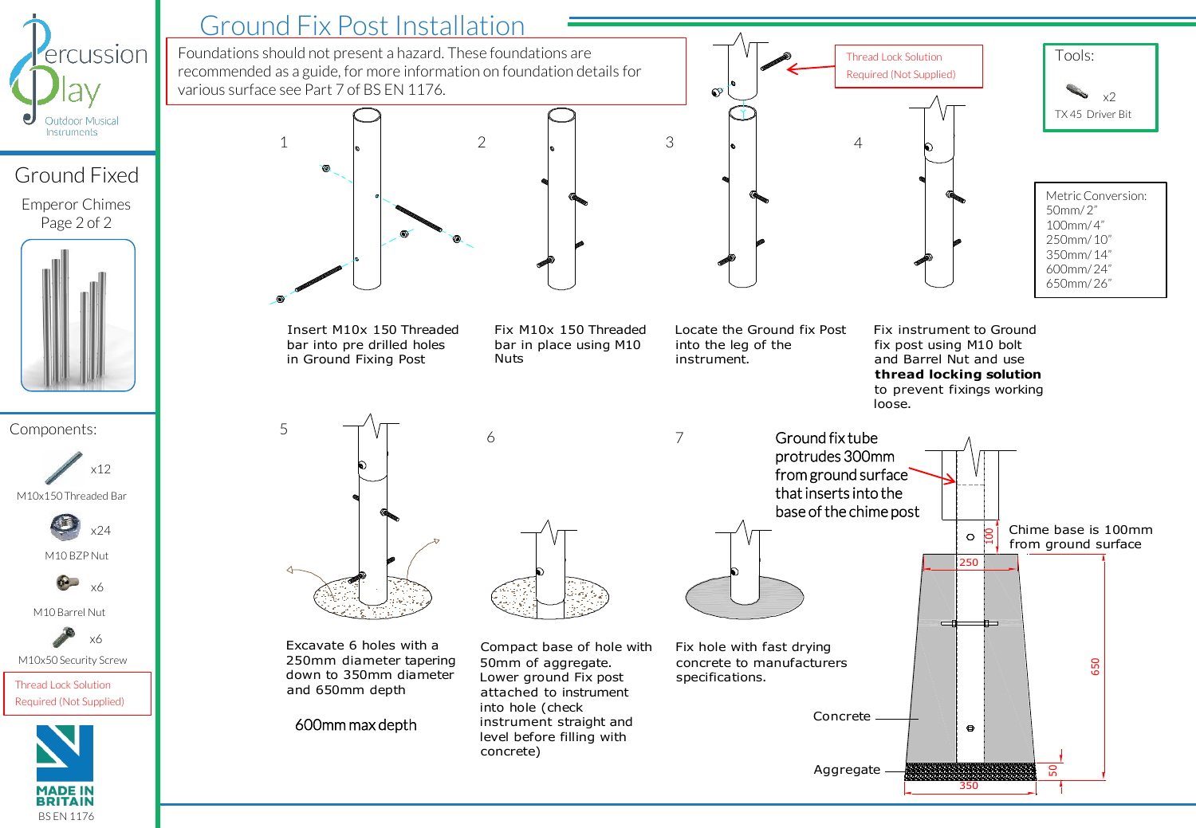# Ground Fix Post Installation

Foundations should not present a hazard. These foundations are recommended as a guide, for more information on foundation details for various surface see Part 7 of BS EN 1176.

Percussion Play
Outdoor Musical Instruments

## Ground Fixed

Emperor Chimes

## Components:

- x12 M10x150 Threaded Bar
- x24 M10 BZP Nut
- x6 M10 Barrel Nut
- x6 M10x50 Security Screw

Thread Lock Solution Required (Not Supplied)

MADE IN BRITAIN
BS EN 1176

## Tools:

- x2 TX 45 Driver Bit

Thread Lock Solution Required (Not Supplied)

Metric Conversion:
50mm/ 2"
100mm/ 4"
250mm/ 10"
350mm/ 14"
600mm/ 24"
650mm/ 26"

1. Insert M10x 150 Threaded bar into pre drilled holes in Ground Fixing Post
2. Fix M10x 150 Threaded bar in place using M10 Nuts
3. Locate the Ground fix Post into the leg of the instrument.
4. Fix instrument to Ground fix post using M10 bolt and Barrel Nut and use **thread locking solution** to prevent fixings working loose.
5. Excavate 6 holes with a 250mm diameter tapering down to 350mm diameter and 650mm depth

   600mm max depth
6. Compact base of hole with 50mm of aggregate. Lower ground Fix post attached to instrument into hole (check instrument straight and level before filling with concrete)
7. Fix hole with fast drying concrete to manufacturers specifications.

Ground fix tube protrudes 300mm from ground surface that inserts into the base of the chime post

Chime base is 100mm from ground surface

100
250
650
50
350
Concrete
Aggregate